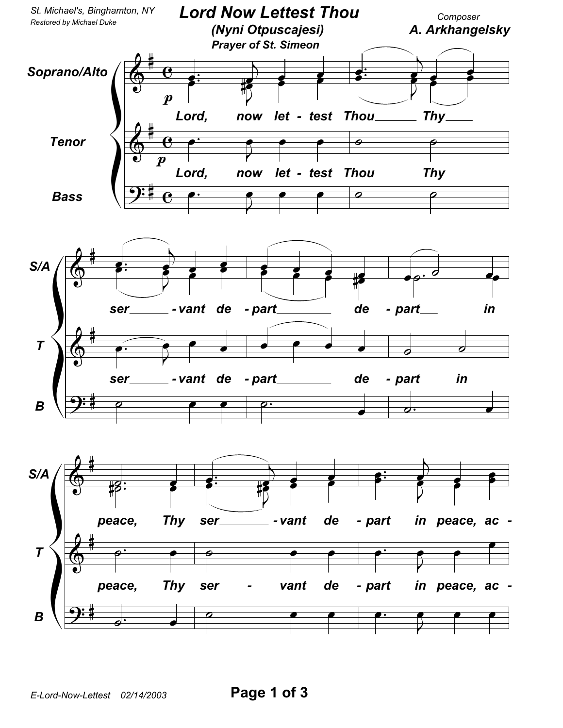St. Michael's, Binghamton, NY
Restored by Michael Duke

# Lord Now Lettest Thou

### (Nyni Otpuscajesi)

**Prayer of St. Simeon**

Composer
**A. Arkhangelsky**

Soprano/Alto, Tenor, Bass

*Lord, now let - test Thou Thy ser - vant de - part de - part in peace, Thy ser - vant de - part in peace, ac -*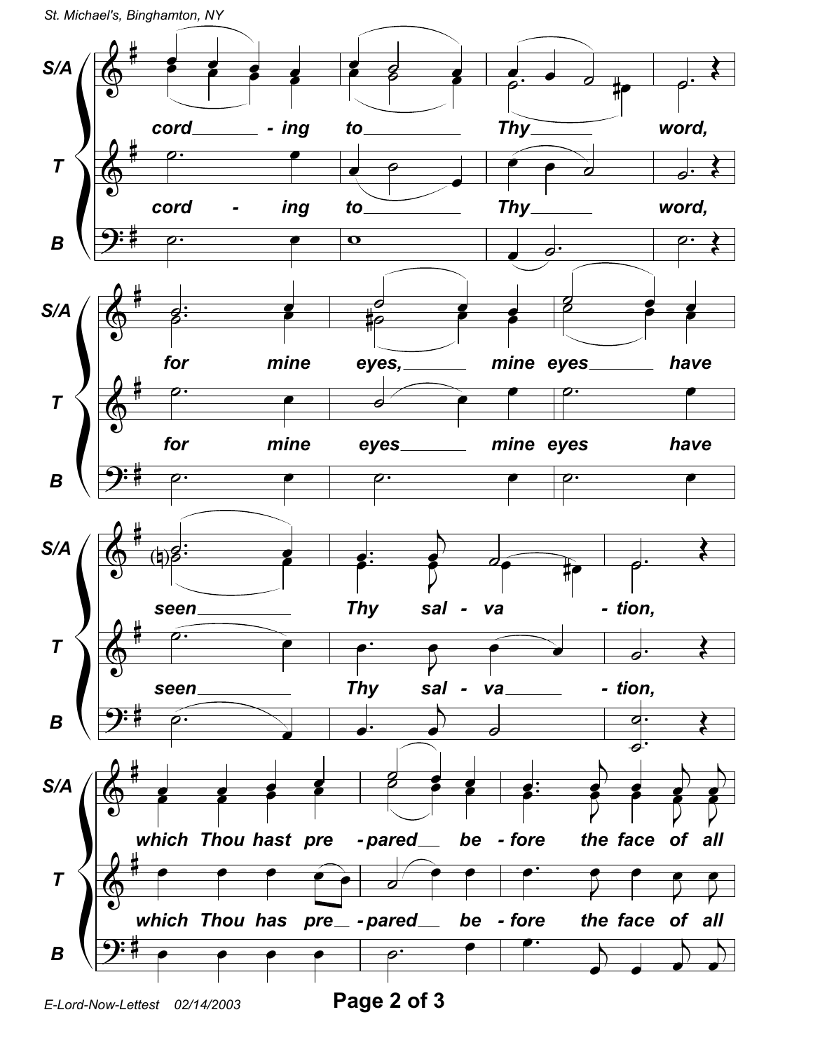cord - ing to Thy word,

for mine eyes, mine eyes have

seen Thy sal - va - tion,

which Thou hast pre - pared be - fore the face of all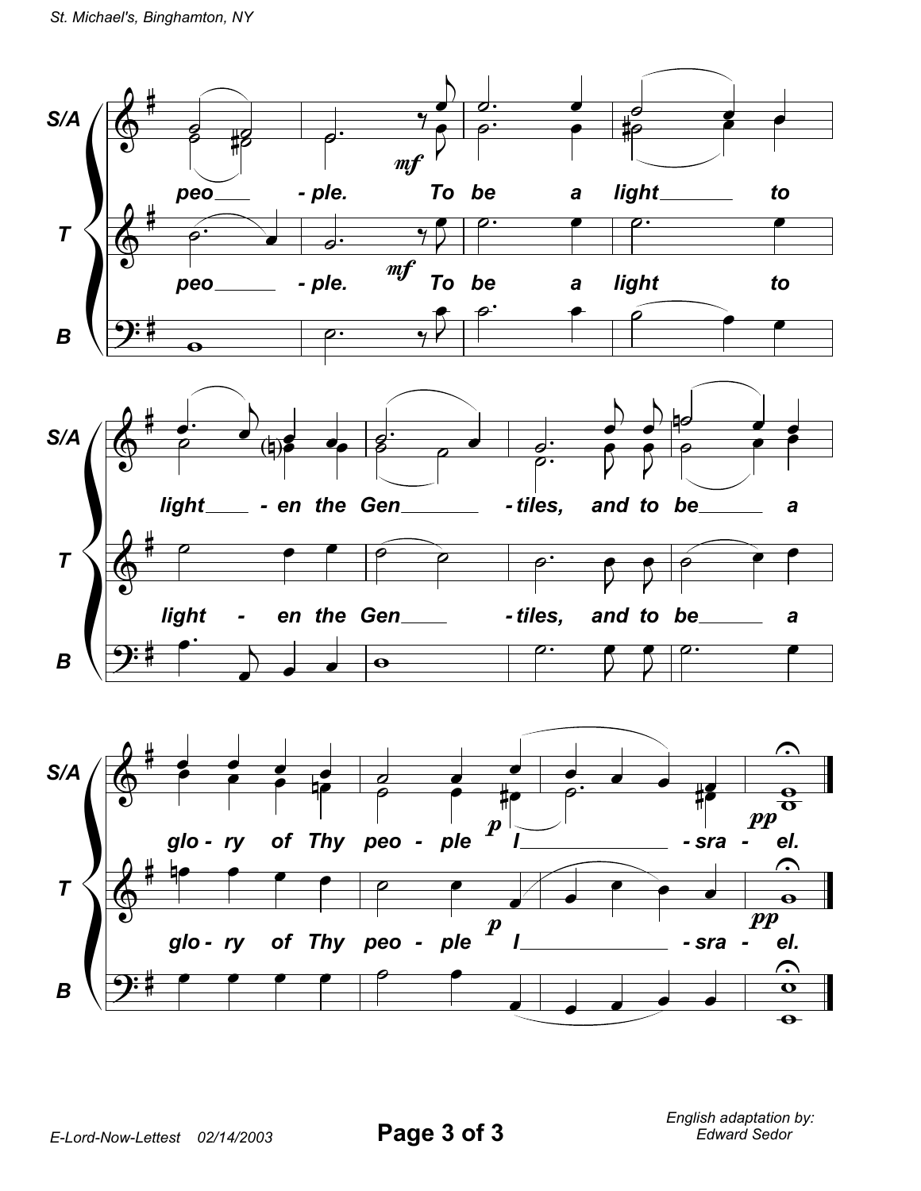S/A

peo___ - ple. To be a light______ to

T

peo_____ - ple. To be a light to

B

S/A

light____ - en the Gen_______ - tiles, and to be______ a

T

light - en the Gen____ - tiles, and to be______ a

B

S/A

glo - ry of Thy peo - ple I_____________ - sra - el.

T

glo - ry of Thy peo - ple I_____________ - sra - el.

B

English adaptation by:
Edward Sedor